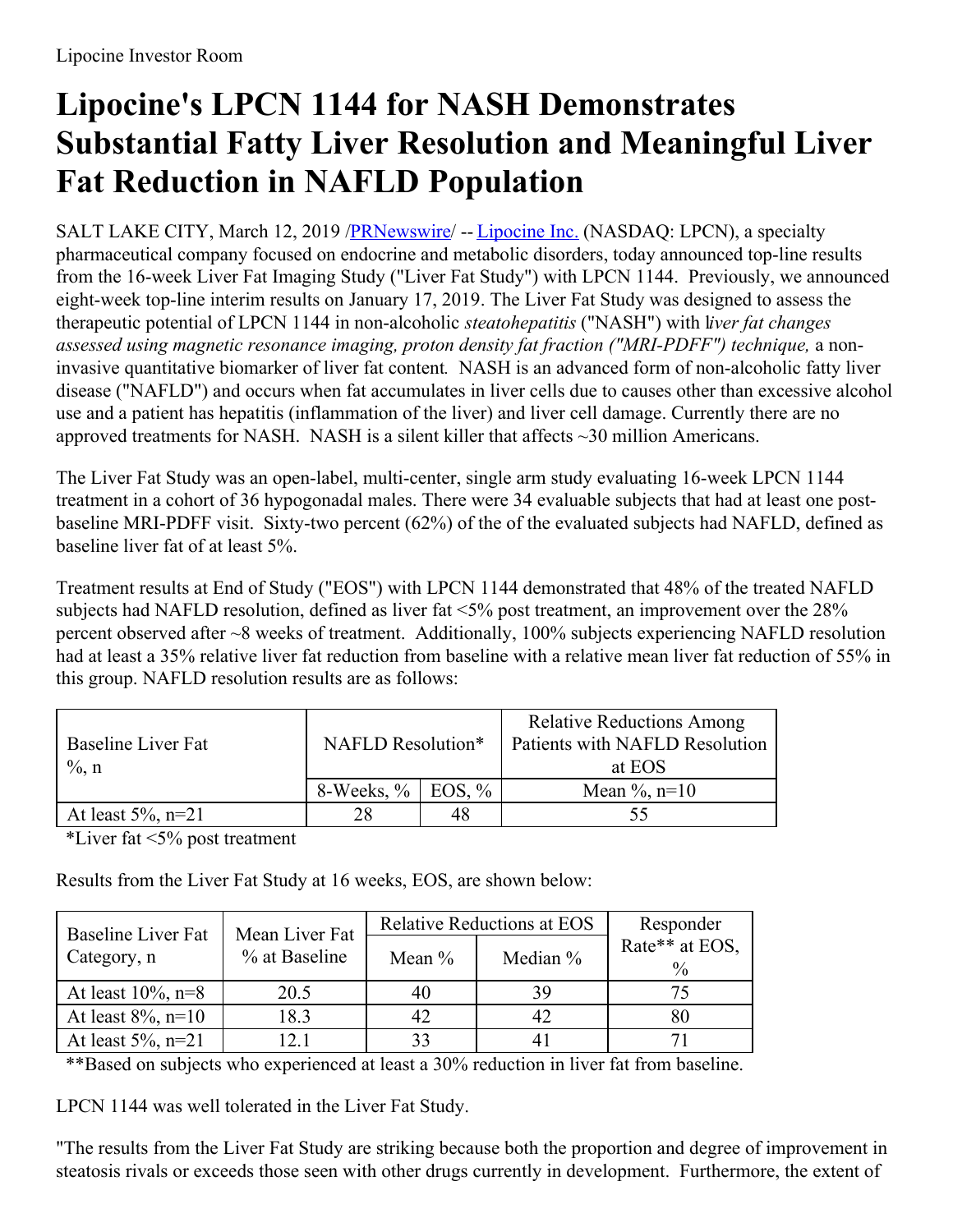Lipocine Investor Room

# Lipocine's LPCN 1144 for NASH Demonstrates Substantial Fatty Liver Resolution and Meaningful Liver Fat Reduction in NAFLD Population

SALT LAKE CITY, March 12, 2019 /PRNewswire/ -- Lipocine Inc. (NASDAQ: LPCN), a specialty pharmaceutical company focused on endocrine and metabolic disorders, today announced top-line results from the 16-week Liver Fat Imaging Study ("Liver Fat Study") with LPCN 1144. Previously, we announced eight-week top-line interim results on January 17, 2019. The Liver Fat Study was designed to assess the therapeutic potential of LPCN 1144 in non-alcoholic *steatohepatitis* ("NASH") with l*iver fat changes assessed using magnetic resonance imaging, proton density fat fraction ("MRI-PDFF") technique,* a non-invasive quantitative biomarker of liver fat content*.* NASH is an advanced form of non-alcoholic fatty liver disease ("NAFLD") and occurs when fat accumulates in liver cells due to causes other than excessive alcohol use and a patient has hepatitis (inflammation of the liver) and liver cell damage. Currently there are no approved treatments for NASH. NASH is a silent killer that affects ~30 million Americans.

The Liver Fat Study was an open-label, multi-center, single arm study evaluating 16-week LPCN 1144 treatment in a cohort of 36 hypogonadal males. There were 34 evaluable subjects that had at least one post-baseline MRI-PDFF visit. Sixty-two percent (62%) of the of the evaluated subjects had NAFLD, defined as baseline liver fat of at least 5%.

Treatment results at End of Study ("EOS") with LPCN 1144 demonstrated that 48% of the treated NAFLD subjects had NAFLD resolution, defined as liver fat <5% post treatment, an improvement over the 28% percent observed after ~8 weeks of treatment. Additionally, 100% subjects experiencing NAFLD resolution had at least a 35% relative liver fat reduction from baseline with a relative mean liver fat reduction of 55% in this group. NAFLD resolution results are as follows:

| Baseline Liver Fat %, n | NAFLD Resolution* | | Relative Reductions Among Patients with NAFLD Resolution at EOS |
|---|---|---|---|
| | 8-Weeks, % | EOS, % | Mean %, n=10 |
| At least 5%, n=21 | 28 | 48 | 55 |

*Liver fat <5% post treatment

Results from the Liver Fat Study at 16 weeks, EOS, are shown below:

| Baseline Liver Fat Category, n | Mean Liver Fat % at Baseline | Relative Reductions at EOS | | Responder Rate** at EOS, % |
|---|---|---|---|---|
| | | Mean % | Median % | |
| At least 10%, n=8 | 20.5 | 40 | 39 | 75 |
| At least 8%, n=10 | 18.3 | 42 | 42 | 80 |
| At least 5%, n=21 | 12.1 | 33 | 41 | 71 |

**Based on subjects who experienced at least a 30% reduction in liver fat from baseline.

LPCN 1144 was well tolerated in the Liver Fat Study.

"The results from the Liver Fat Study are striking because both the proportion and degree of improvement in steatosis rivals or exceeds those seen with other drugs currently in development. Furthermore, the extent of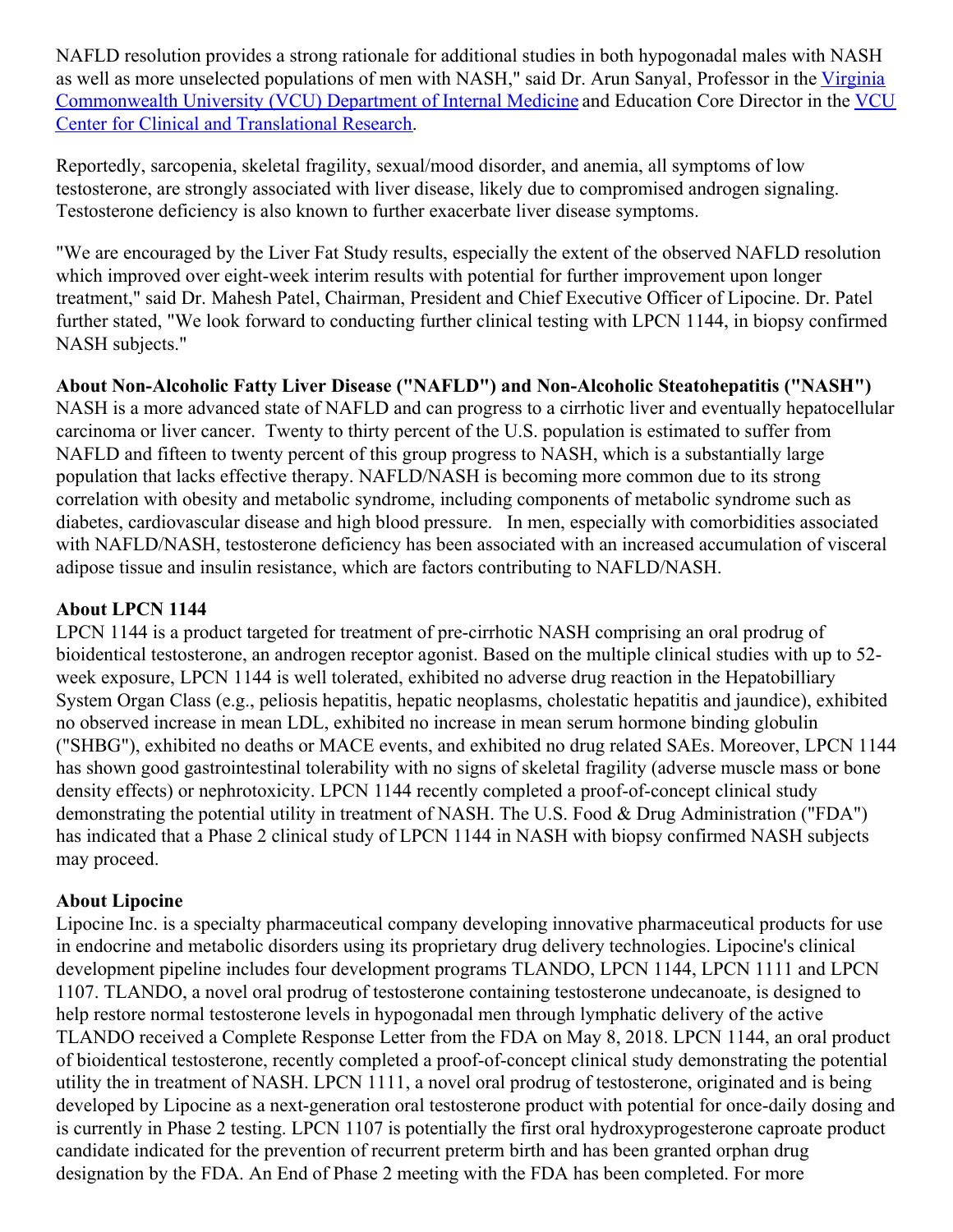NAFLD resolution provides a strong rationale for additional studies in both hypogonadal males with NASH as well as more unselected populations of men with NASH," said Dr. Arun Sanyal, Professor in the [Virginia Commonwealth University (VCU) Department of Internal Medicine] and Education Core Director in the [VCU Center for Clinical and Translational Research].

Reportedly, sarcopenia, skeletal fragility, sexual/mood disorder, and anemia, all symptoms of low testosterone, are strongly associated with liver disease, likely due to compromised androgen signaling. Testosterone deficiency is also known to further exacerbate liver disease symptoms.

"We are encouraged by the Liver Fat Study results, especially the extent of the observed NAFLD resolution which improved over eight-week interim results with potential for further improvement upon longer treatment," said Dr. Mahesh Patel, Chairman, President and Chief Executive Officer of Lipocine. Dr. Patel further stated, "We look forward to conducting further clinical testing with LPCN 1144, in biopsy confirmed NASH subjects."

**About Non-Alcoholic Fatty Liver Disease ("NAFLD") and Non-Alcoholic Steatohepatitis ("NASH")**

NASH is a more advanced state of NAFLD and can progress to a cirrhotic liver and eventually hepatocellular carcinoma or liver cancer. Twenty to thirty percent of the U.S. population is estimated to suffer from NAFLD and fifteen to twenty percent of this group progress to NASH, which is a substantially large population that lacks effective therapy. NAFLD/NASH is becoming more common due to its strong correlation with obesity and metabolic syndrome, including components of metabolic syndrome such as diabetes, cardiovascular disease and high blood pressure. In men, especially with comorbidities associated with NAFLD/NASH, testosterone deficiency has been associated with an increased accumulation of visceral adipose tissue and insulin resistance, which are factors contributing to NAFLD/NASH.

**About LPCN 1144**

LPCN 1144 is a product targeted for treatment of pre-cirrhotic NASH comprising an oral prodrug of bioidentical testosterone, an androgen receptor agonist. Based on the multiple clinical studies with up to 52-week exposure, LPCN 1144 is well tolerated, exhibited no adverse drug reaction in the Hepatobilliary System Organ Class (e.g., peliosis hepatitis, hepatic neoplasms, cholestatic hepatitis and jaundice), exhibited no observed increase in mean LDL, exhibited no increase in mean serum hormone binding globulin ("SHBG"), exhibited no deaths or MACE events, and exhibited no drug related SAEs. Moreover, LPCN 1144 has shown good gastrointestinal tolerability with no signs of skeletal fragility (adverse muscle mass or bone density effects) or nephrotoxicity. LPCN 1144 recently completed a proof-of-concept clinical study demonstrating the potential utility in treatment of NASH. The U.S. Food & Drug Administration ("FDA") has indicated that a Phase 2 clinical study of LPCN 1144 in NASH with biopsy confirmed NASH subjects may proceed.

**About Lipocine**

Lipocine Inc. is a specialty pharmaceutical company developing innovative pharmaceutical products for use in endocrine and metabolic disorders using its proprietary drug delivery technologies. Lipocine's clinical development pipeline includes four development programs TLANDO, LPCN 1144, LPCN 1111 and LPCN 1107. TLANDO, a novel oral prodrug of testosterone containing testosterone undecanoate, is designed to help restore normal testosterone levels in hypogonadal men through lymphatic delivery of the active TLANDO received a Complete Response Letter from the FDA on May 8, 2018. LPCN 1144, an oral product of bioidentical testosterone, recently completed a proof-of-concept clinical study demonstrating the potential utility the in treatment of NASH. LPCN 1111, a novel oral prodrug of testosterone, originated and is being developed by Lipocine as a next-generation oral testosterone product with potential for once-daily dosing and is currently in Phase 2 testing. LPCN 1107 is potentially the first oral hydroxyprogesterone caproate product candidate indicated for the prevention of recurrent preterm birth and has been granted orphan drug designation by the FDA. An End of Phase 2 meeting with the FDA has been completed. For more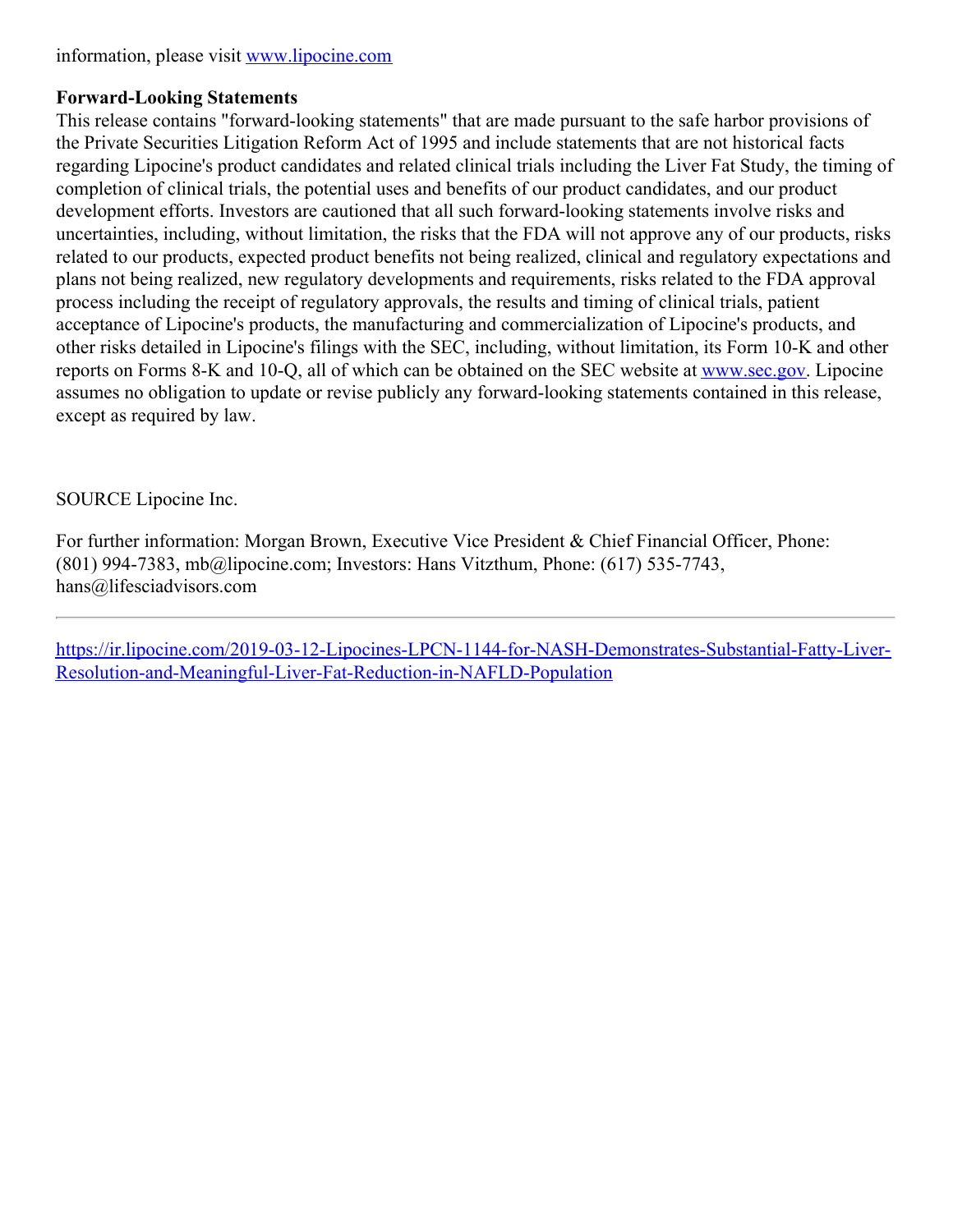information, please visit www.lipocine.com

**Forward-Looking Statements**
This release contains "forward-looking statements" that are made pursuant to the safe harbor provisions of the Private Securities Litigation Reform Act of 1995 and include statements that are not historical facts regarding Lipocine's product candidates and related clinical trials including the Liver Fat Study, the timing of completion of clinical trials, the potential uses and benefits of our product candidates, and our product development efforts. Investors are cautioned that all such forward-looking statements involve risks and uncertainties, including, without limitation, the risks that the FDA will not approve any of our products, risks related to our products, expected product benefits not being realized, clinical and regulatory expectations and plans not being realized, new regulatory developments and requirements, risks related to the FDA approval process including the receipt of regulatory approvals, the results and timing of clinical trials, patient acceptance of Lipocine's products, the manufacturing and commercialization of Lipocine's products, and other risks detailed in Lipocine's filings with the SEC, including, without limitation, its Form 10-K and other reports on Forms 8-K and 10-Q, all of which can be obtained on the SEC website at www.sec.gov. Lipocine assumes no obligation to update or revise publicly any forward-looking statements contained in this release, except as required by law.

SOURCE Lipocine Inc.

For further information: Morgan Brown, Executive Vice President & Chief Financial Officer, Phone: (801) 994-7383, mb@lipocine.com; Investors: Hans Vitzthum, Phone: (617) 535-7743, hans@lifesciadvisors.com

---

https://ir.lipocine.com/2019-03-12-Lipocines-LPCN-1144-for-NASH-Demonstrates-Substantial-Fatty-Liver-Resolution-and-Meaningful-Liver-Fat-Reduction-in-NAFLD-Population